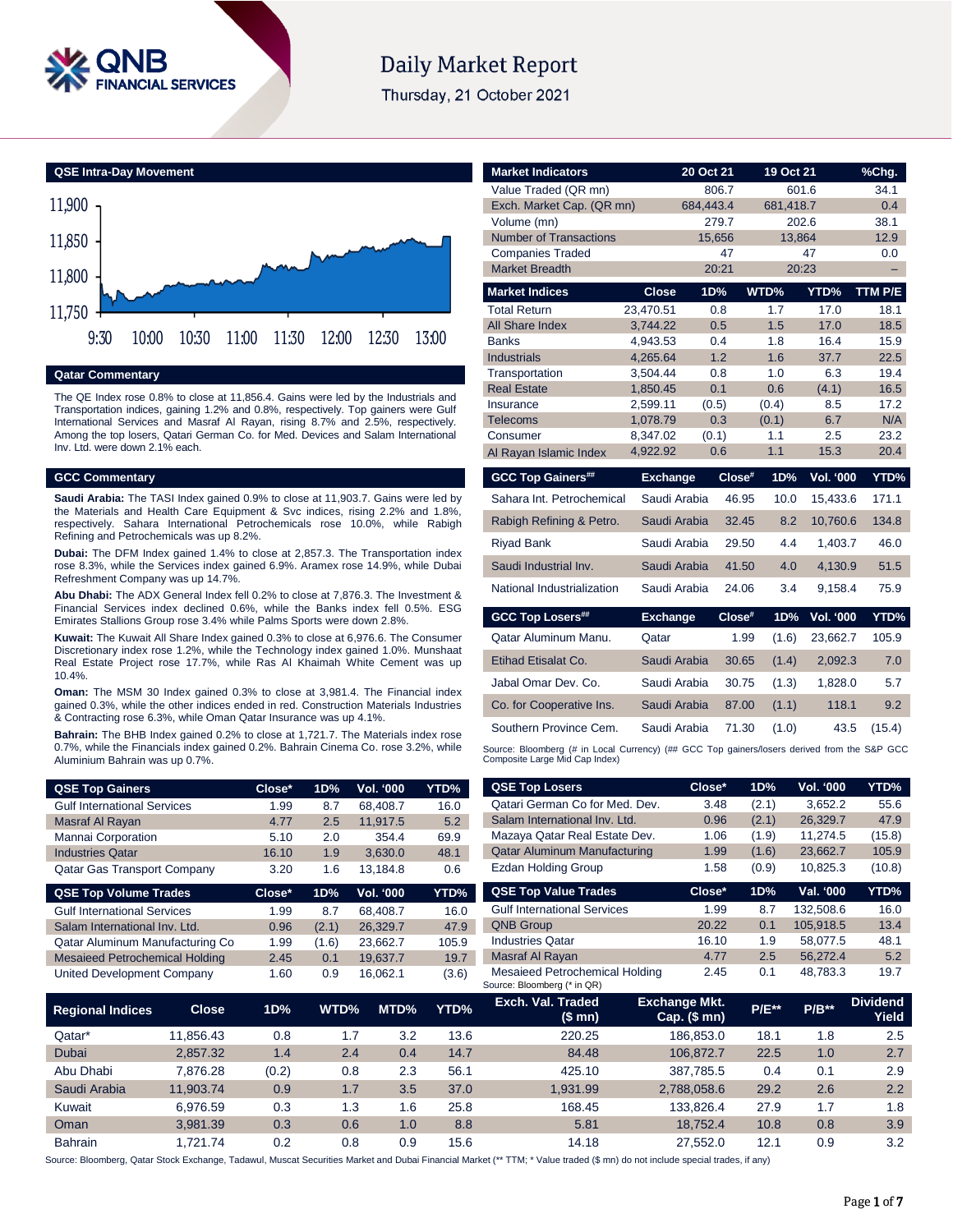# Daily Market Report

Thursday, 21 October 2021

## QSE Intra-Day Movement

## Qatar Commentary

The QE Index rose 0.8% to close at 11,856.4. Gains were led by the Industrials and Transportation indices, gaining 1.2% and 0.8%, respectively. Top gainers were Gulf International Services and Masraf Al Rayan, rising 8.7% and 2.5%, respectively. Among the top losers, Qatari German Co. for Med. Devices and Salam International Inv. Ltd. were down 2.1% each.

## GCC Commentary

**Saudi Arabia:** The TASI Index gained 0.9% to close at 11,903.7. Gains were led by the Materials and Health Care Equipment & Svc indices, rising 2.2% and 1.8%, respectively. Sahara International Petrochemicals rose 10.0%, while Rabigh Refining and Petrochemicals was up 8.2%.

**Dubai:** The DFM Index gained 1.4% to close at 2,857.3. The Transportation index rose 8.3%, while the Services index gained 6.9%. Aramex rose 14.9%, while Dubai Refreshment Company was up 14.7%.

**Abu Dhabi:** The ADX General Index fell 0.2% to close at 7,876.3. The Investment & Financial Services index declined 0.6%, while the Banks index fell 0.5%. ESG Emirates Stallions Group rose 3.4% while Palms Sports were down 2.8%.

**Kuwait:** The Kuwait All Share Index gained 0.3% to close at 6,976.6. The Consumer Discretionary index rose 1.2%, while the Technology index gained 1.0%. Munshaat Real Estate Project rose 17.7%, while Ras Al Khaimah White Cement was up 10.4%.

**Oman:** The MSM 30 Index gained 0.3% to close at 3,981.4. The Financial index gained 0.3%, while the other indices ended in red. Construction Materials Industries & Contracting rose 6.3%, while Oman Qatar Insurance was up 4.1%.

**Bahrain:** The BHB Index gained 0.2% to close at 1,721.7. The Materials index rose 0.7%, while the Financials index gained 0.2%. Bahrain Cinema Co. rose 3.2%, while Aluminium Bahrain was up 0.7%.

| Market Indicators | 20 Oct 21 | 19 Oct 21 | %Chg. |
|---|---|---|---|
| Value Traded (QR mn) | 806.7 | 601.6 | 34.1 |
| Exch. Market Cap. (QR mn) | 684,443.4 | 681,418.7 | 0.4 |
| Volume (mn) | 279.7 | 202.6 | 38.1 |
| Number of Transactions | 15,656 | 13,864 | 12.9 |
| Companies Traded | 47 | 47 | 0.0 |
| Market Breadth | 20:21 | 20:23 | – |

| Market Indices | Close | 1D% | WTD% | YTD% | TTM P/E |
|---|---|---|---|---|---|
| Total Return | 23,470.51 | 0.8 | 1.7 | 17.0 | 18.1 |
| All Share Index | 3,744.22 | 0.5 | 1.5 | 17.0 | 18.5 |
| Banks | 4,943.53 | 0.4 | 1.8 | 16.4 | 15.9 |
| Industrials | 4,265.64 | 1.2 | 1.6 | 37.7 | 22.5 |
| Transportation | 3,504.44 | 0.8 | 1.0 | 6.3 | 19.4 |
| Real Estate | 1,850.45 | 0.1 | 0.6 | (4.1) | 16.5 |
| Insurance | 2,599.11 | (0.5) | (0.4) | 8.5 | 17.2 |
| Telecoms | 1,078.79 | 0.3 | (0.1) | 6.7 | N/A |
| Consumer | 8,347.02 | (0.1) | 1.1 | 2.5 | 23.2 |
| Al Rayan Islamic Index | 4,922.92 | 0.6 | 1.1 | 15.3 | 20.4 |

| GCC Top Gainers## | Exchange | Close# | 1D% | Vol. '000 | YTD% |
|---|---|---|---|---|---|
| Sahara Int. Petrochemical | Saudi Arabia | 46.95 | 10.0 | 15,433.6 | 171.1 |
| Rabigh Refining & Petro. | Saudi Arabia | 32.45 | 8.2 | 10,760.6 | 134.8 |
| Riyad Bank | Saudi Arabia | 29.50 | 4.4 | 1,403.7 | 46.0 |
| Saudi Industrial Inv. | Saudi Arabia | 41.50 | 4.0 | 4,130.9 | 51.5 |
| National Industrialization | Saudi Arabia | 24.06 | 3.4 | 9,158.4 | 75.9 |

| GCC Top Losers## | Exchange | Close# | 1D% | Vol. '000 | YTD% |
|---|---|---|---|---|---|
| Qatar Aluminum Manu. | Qatar | 1.99 | (1.6) | 23,662.7 | 105.9 |
| Etihad Etisalat Co. | Saudi Arabia | 30.65 | (1.4) | 2,092.3 | 7.0 |
| Jabal Omar Dev. Co. | Saudi Arabia | 30.75 | (1.3) | 1,828.0 | 5.7 |
| Co. for Cooperative Ins. | Saudi Arabia | 87.00 | (1.1) | 118.1 | 9.2 |
| Southern Province Cem. | Saudi Arabia | 71.30 | (1.0) | 43.5 | (15.4) |

Source: Bloomberg (# in Local Currency) (## GCC Top gainers/losers derived from the S&P GCC Composite Large Mid Cap Index)

| QSE Top Gainers | Close* | 1D% | Vol. '000 | YTD% |
|---|---|---|---|---|
| Gulf International Services | 1.99 | 8.7 | 68,408.7 | 16.0 |
| Masraf Al Rayan | 4.77 | 2.5 | 11,917.5 | 5.2 |
| Mannai Corporation | 5.10 | 2.0 | 354.4 | 69.9 |
| Industries Qatar | 16.10 | 1.9 | 3,630.0 | 48.1 |
| Qatar Gas Transport Company | 3.20 | 1.6 | 13,184.8 | 0.6 |

| QSE Top Volume Trades | Close* | 1D% | Vol. '000 | YTD% |
|---|---|---|---|---|
| Gulf International Services | 1.99 | 8.7 | 68,408.7 | 16.0 |
| Salam International Inv. Ltd. | 0.96 | (2.1) | 26,329.7 | 47.9 |
| Qatar Aluminum Manufacturing Co | 1.99 | (1.6) | 23,662.7 | 105.9 |
| Mesaieed Petrochemical Holding | 2.45 | 0.1 | 19,637.7 | 19.7 |
| United Development Company | 1.60 | 0.9 | 16,062.1 | (3.6) |

| QSE Top Losers | Close* | 1D% | Vol. '000 | YTD% |
|---|---|---|---|---|
| Qatari German Co for Med. Dev. | 3.48 | (2.1) | 3,652.2 | 55.6 |
| Salam International Inv. Ltd. | 0.96 | (2.1) | 26,329.7 | 47.9 |
| Mazaya Qatar Real Estate Dev. | 1.06 | (1.9) | 11,274.5 | (15.8) |
| Qatar Aluminum Manufacturing | 1.99 | (1.6) | 23,662.7 | 105.9 |
| Ezdan Holding Group | 1.58 | (0.9) | 10,825.3 | (10.8) |

| QSE Top Value Trades | Close* | 1D% | Val. '000 | YTD% |
|---|---|---|---|---|
| Gulf International Services | 1.99 | 8.7 | 132,508.6 | 16.0 |
| QNB Group | 20.22 | 0.1 | 105,918.5 | 13.4 |
| Industries Qatar | 16.10 | 1.9 | 58,077.5 | 48.1 |
| Masraf Al Rayan | 4.77 | 2.5 | 56,272.4 | 5.2 |
| Mesaieed Petrochemical Holding | 2.45 | 0.1 | 48,783.3 | 19.7 |

Source: Bloomberg (* in QR)

| Regional Indices | Close | 1D% | WTD% | MTD% | YTD% | Exch. Val. Traded ($ mn) | Exchange Mkt. Cap. ($ mn) | P/E** | P/B** | Dividend Yield |
|---|---|---|---|---|---|---|---|---|---|---|
| Qatar* | 11,856.43 | 0.8 | 1.7 | 3.2 | 13.6 | 220.25 | 186,853.0 | 18.1 | 1.8 | 2.5 |
| Dubai | 2,857.32 | 1.4 | 2.4 | 0.4 | 14.7 | 84.48 | 106,872.7 | 22.5 | 1.0 | 2.7 |
| Abu Dhabi | 7,876.28 | (0.2) | 0.8 | 2.3 | 56.1 | 425.10 | 387,785.5 | 0.4 | 0.1 | 2.9 |
| Saudi Arabia | 11,903.74 | 0.9 | 1.7 | 3.5 | 37.0 | 1,931.99 | 2,788,058.6 | 29.2 | 2.6 | 2.2 |
| Kuwait | 6,976.59 | 0.3 | 1.3 | 1.6 | 25.8 | 168.45 | 133,826.4 | 27.9 | 1.7 | 1.8 |
| Oman | 3,981.39 | 0.3 | 0.6 | 1.0 | 8.8 | 5.81 | 18,752.4 | 10.8 | 0.8 | 3.9 |
| Bahrain | 1,721.74 | 0.2 | 0.8 | 0.9 | 15.6 | 14.18 | 27,552.0 | 12.1 | 0.9 | 3.2 |

Source: Bloomberg, Qatar Stock Exchange, Tadawul, Muscat Securities Market and Dubai Financial Market (** TTM; * Value traded ($ mn) do not include special trades, if any)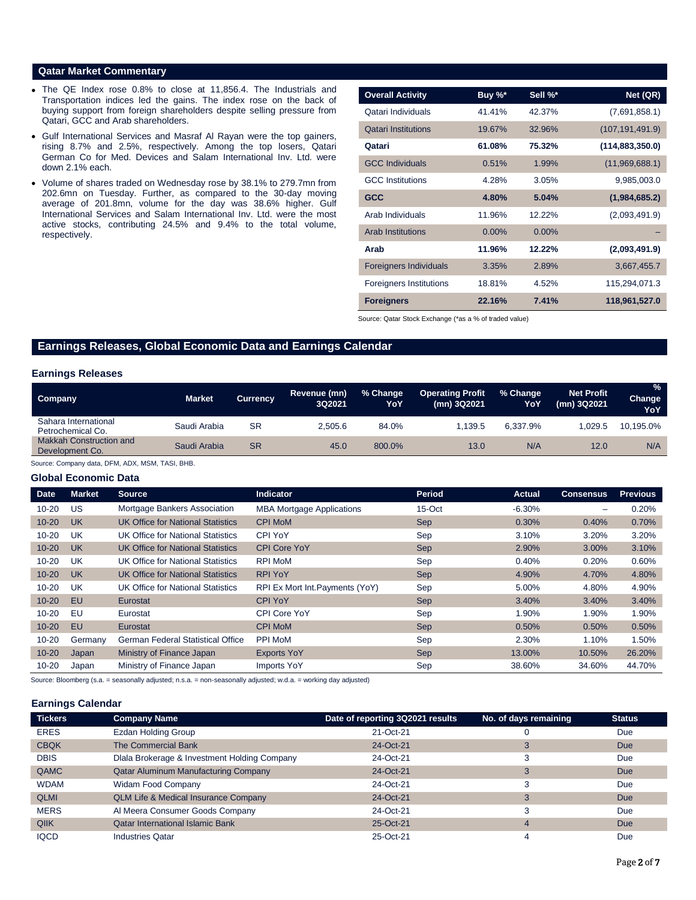## Qatar Market Commentary

- The QE Index rose 0.8% to close at 11,856.4. The Industrials and Transportation indices led the gains. The index rose on the back of buying support from foreign shareholders despite selling pressure from Qatari, GCC and Arab shareholders.
- Gulf International Services and Masraf Al Rayan were the top gainers, rising 8.7% and 2.5%, respectively. Among the top losers, Qatari German Co for Med. Devices and Salam International Inv. Ltd. were down 2.1% each.
- Volume of shares traded on Wednesday rose by 38.1% to 279.7mn from 202.6mn on Tuesday. Further, as compared to the 30-day moving average of 201.8mn, volume for the day was 38.6% higher. Gulf International Services and Salam International Inv. Ltd. were the most active stocks, contributing 24.5% and 9.4% to the total volume, respectively.

| Overall Activity | Buy %* | Sell %* | Net (QR) |
|---|---|---|---|
| Qatari Individuals | 41.41% | 42.37% | (7,691,858.1) |
| Qatari Institutions | 19.67% | 32.96% | (107,191,491.9) |
| **Qatari** | **61.08%** | **75.32%** | **(114,883,350.0)** |
| GCC Individuals | 0.51% | 1.99% | (11,969,688.1) |
| GCC Institutions | 4.28% | 3.05% | 9,985,003.0 |
| **GCC** | **4.80%** | **5.04%** | **(1,984,685.2)** |
| Arab Individuals | 11.96% | 12.22% | (2,093,491.9) |
| Arab Institutions | 0.00% | 0.00% | – |
| **Arab** | **11.96%** | **12.22%** | **(2,093,491.9)** |
| Foreigners Individuals | 3.35% | 2.89% | 3,667,455.7 |
| Foreigners Institutions | 18.81% | 4.52% | 115,294,071.3 |
| **Foreigners** | **22.16%** | **7.41%** | **118,961,527.0** |

Source: Qatar Stock Exchange (*as a % of traded value)

## Earnings Releases, Global Economic Data and Earnings Calendar

### Earnings Releases

| Company | Market | Currency | Revenue (mn) 3Q2021 | % Change YoY | Operating Profit (mn) 3Q2021 | % Change YoY | Net Profit (mn) 3Q2021 | % Change YoY |
|---|---|---|---|---|---|---|---|---|
| Sahara International Petrochemical Co. | Saudi Arabia | SR | 2,505.6 | 84.0% | 1,139.5 | 6,337.9% | 1,029.5 | 10,195.0% |
| Makkah Construction and Development Co. | Saudi Arabia | SR | 45.0 | 800.0% | 13.0 | N/A | 12.0 | N/A |

Source: Company data, DFM, ADX, MSM, TASI, BHB.

### Global Economic Data

| Date | Market | Source | Indicator | Period | Actual | Consensus | Previous |
|---|---|---|---|---|---|---|---|
| 10-20 | US | Mortgage Bankers Association | MBA Mortgage Applications | 15-Oct | -6.30% | – | 0.20% |
| 10-20 | UK | UK Office for National Statistics | CPI MoM | Sep | 0.30% | 0.40% | 0.70% |
| 10-20 | UK | UK Office for National Statistics | CPI YoY | Sep | 3.10% | 3.20% | 3.20% |
| 10-20 | UK | UK Office for National Statistics | CPI Core YoY | Sep | 2.90% | 3.00% | 3.10% |
| 10-20 | UK | UK Office for National Statistics | RPI MoM | Sep | 0.40% | 0.20% | 0.60% |
| 10-20 | UK | UK Office for National Statistics | RPI YoY | Sep | 4.90% | 4.70% | 4.80% |
| 10-20 | UK | UK Office for National Statistics | RPI Ex Mort Int.Payments (YoY) | Sep | 5.00% | 4.80% | 4.90% |
| 10-20 | EU | Eurostat | CPI YoY | Sep | 3.40% | 3.40% | 3.40% |
| 10-20 | EU | Eurostat | CPI Core YoY | Sep | 1.90% | 1.90% | 1.90% |
| 10-20 | EU | Eurostat | CPI MoM | Sep | 0.50% | 0.50% | 0.50% |
| 10-20 | Germany | German Federal Statistical Office | PPI MoM | Sep | 2.30% | 1.10% | 1.50% |
| 10-20 | Japan | Ministry of Finance Japan | Exports YoY | Sep | 13.00% | 10.50% | 26.20% |
| 10-20 | Japan | Ministry of Finance Japan | Imports YoY | Sep | 38.60% | 34.60% | 44.70% |

Source: Bloomberg (s.a. = seasonally adjusted; n.s.a. = non-seasonally adjusted; w.d.a. = working day adjusted)

### Earnings Calendar

| Tickers | Company Name | Date of reporting 3Q2021 results | No. of days remaining | Status |
|---|---|---|---|---|
| ERES | Ezdan Holding Group | 21-Oct-21 | 0 | Due |
| CBQK | The Commercial Bank | 24-Oct-21 | 3 | Due |
| DBIS | Dlala Brokerage & Investment Holding Company | 24-Oct-21 | 3 | Due |
| QAMC | Qatar Aluminum Manufacturing Company | 24-Oct-21 | 3 | Due |
| WDAM | Widam Food Company | 24-Oct-21 | 3 | Due |
| QLMI | QLM Life & Medical Insurance Company | 24-Oct-21 | 3 | Due |
| MERS | Al Meera Consumer Goods Company | 24-Oct-21 | 3 | Due |
| QIIK | Qatar International Islamic Bank | 25-Oct-21 | 4 | Due |
| IQCD | Industries Qatar | 25-Oct-21 | 4 | Due |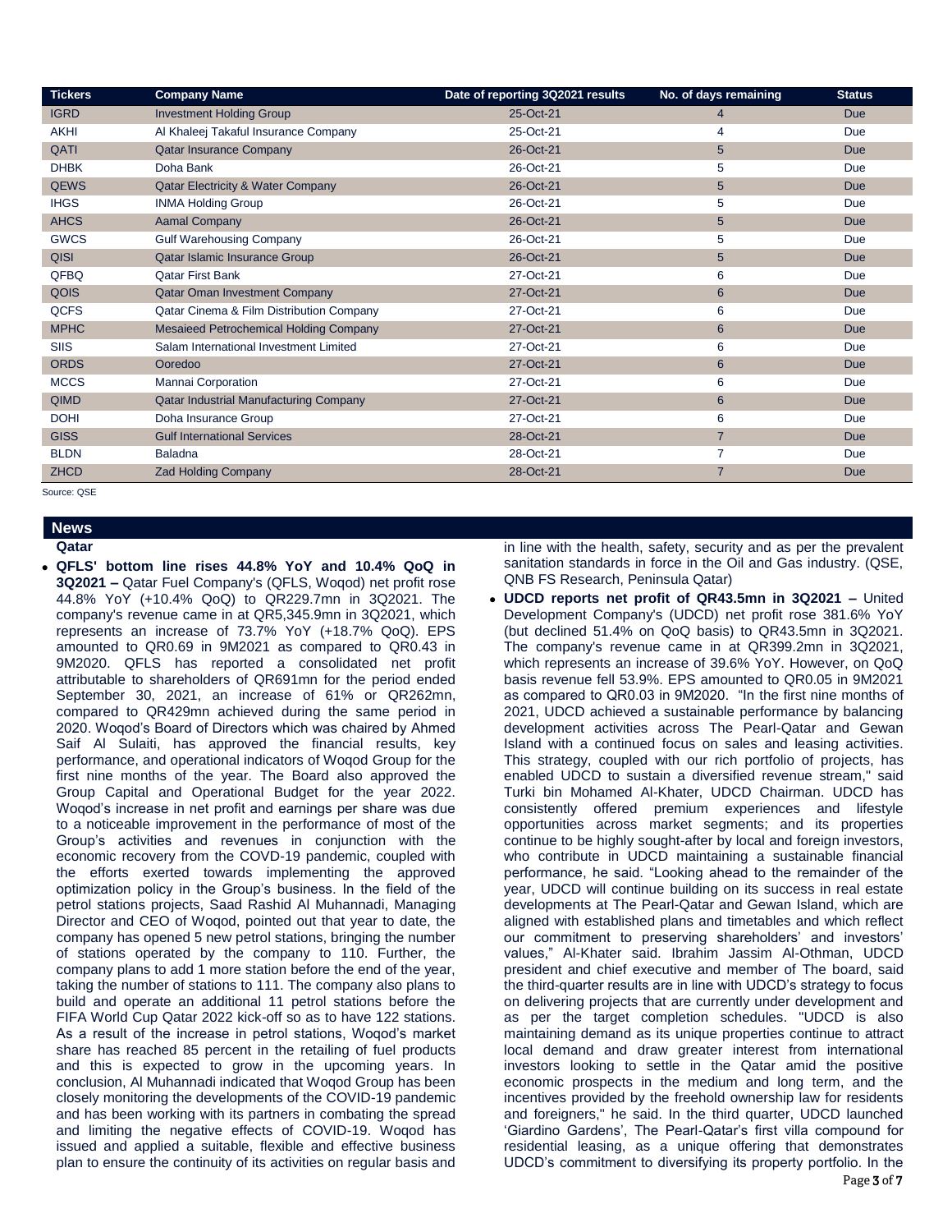| Tickers | Company Name | Date of reporting 3Q2021 results | No. of days remaining | Status |
|---|---|---|---|---|
| IGRD | Investment Holding Group | 25-Oct-21 | 4 | Due |
| AKHI | Al Khaleej Takaful Insurance Company | 25-Oct-21 | 4 | Due |
| QATI | Qatar Insurance Company | 26-Oct-21 | 5 | Due |
| DHBK | Doha Bank | 26-Oct-21 | 5 | Due |
| QEWS | Qatar Electricity & Water Company | 26-Oct-21 | 5 | Due |
| IHGS | INMA Holding Group | 26-Oct-21 | 5 | Due |
| AHCS | Aamal Company | 26-Oct-21 | 5 | Due |
| GWCS | Gulf Warehousing Company | 26-Oct-21 | 5 | Due |
| QISI | Qatar Islamic Insurance Group | 26-Oct-21 | 5 | Due |
| QFBQ | Qatar First Bank | 27-Oct-21 | 6 | Due |
| QOIS | Qatar Oman Investment Company | 27-Oct-21 | 6 | Due |
| QCFS | Qatar Cinema & Film Distribution Company | 27-Oct-21 | 6 | Due |
| MPHC | Mesaieed Petrochemical Holding Company | 27-Oct-21 | 6 | Due |
| SIIS | Salam International Investment Limited | 27-Oct-21 | 6 | Due |
| ORDS | Ooredoo | 27-Oct-21 | 6 | Due |
| MCCS | Mannai Corporation | 27-Oct-21 | 6 | Due |
| QIMD | Qatar Industrial Manufacturing Company | 27-Oct-21 | 6 | Due |
| DOHI | Doha Insurance Group | 27-Oct-21 | 6 | Due |
| GISS | Gulf International Services | 28-Oct-21 | 7 | Due |
| BLDN | Baladna | 28-Oct-21 | 7 | Due |
| ZHCD | Zad Holding Company | 28-Oct-21 | 7 | Due |

Source: QSE

## News

### Qatar

- **QFLS' bottom line rises 44.8% YoY and 10.4% QoQ in 3Q2021 –** Qatar Fuel Company's (QFLS, Woqod) net profit rose 44.8% YoY (+10.4% QoQ) to QR229.7mn in 3Q2021. The company's revenue came in at QR5,345.9mn in 3Q2021, which represents an increase of 73.7% YoY (+18.7% QoQ). EPS amounted to QR0.69 in 9M2021 as compared to QR0.43 in 9M2020. QFLS has reported a consolidated net profit attributable to shareholders of QR691mn for the period ended September 30, 2021, an increase of 61% or QR262mn, compared to QR429mn achieved during the same period in 2020. Woqod's Board of Directors which was chaired by Ahmed Saif Al Sulaiti, has approved the financial results, key performance, and operational indicators of Woqod Group for the first nine months of the year. The Board also approved the Group Capital and Operational Budget for the year 2022. Woqod's increase in net profit and earnings per share was due to a noticeable improvement in the performance of most of the Group's activities and revenues in conjunction with the economic recovery from the COVD-19 pandemic, coupled with the efforts exerted towards implementing the approved optimization policy in the Group's business. In the field of the petrol stations projects, Saad Rashid Al Muhannadi, Managing Director and CEO of Woqod, pointed out that year to date, the company has opened 5 new petrol stations, bringing the number of stations operated by the company to 110. Further, the company plans to add 1 more station before the end of the year, taking the number of stations to 111. The company also plans to build and operate an additional 11 petrol stations before the FIFA World Cup Qatar 2022 kick-off so as to have 122 stations. As a result of the increase in petrol stations, Woqod's market share has reached 85 percent in the retailing of fuel products and this is expected to grow in the upcoming years. In conclusion, Al Muhannadi indicated that Woqod Group has been closely monitoring the developments of the COVID-19 pandemic and has been working with its partners in combating the spread and limiting the negative effects of COVID-19. Woqod has issued and applied a suitable, flexible and effective business plan to ensure the continuity of its activities on regular basis and in line with the health, safety, security and as per the prevalent sanitation standards in force in the Oil and Gas industry. (QSE, QNB FS Research, Peninsula Qatar)
- **UDCD reports net profit of QR43.5mn in 3Q2021 –** United Development Company's (UDCD) net profit rose 381.6% YoY (but declined 51.4% on QoQ basis) to QR43.5mn in 3Q2021. The company's revenue came in at QR399.2mn in 3Q2021, which represents an increase of 39.6% YoY. However, on QoQ basis revenue fell 53.9%. EPS amounted to QR0.05 in 9M2021 as compared to QR0.03 in 9M2020. "In the first nine months of 2021, UDCD achieved a sustainable performance by balancing development activities across The Pearl-Qatar and Gewan Island with a continued focus on sales and leasing activities. This strategy, coupled with our rich portfolio of projects, has enabled UDCD to sustain a diversified revenue stream," said Turki bin Mohamed Al-Khater, UDCD Chairman. UDCD has consistently offered premium experiences and lifestyle opportunities across market segments; and its properties continue to be highly sought-after by local and foreign investors, who contribute in UDCD maintaining a sustainable financial performance, he said. "Looking ahead to the remainder of the year, UDCD will continue building on its success in real estate developments at The Pearl-Qatar and Gewan Island, which are aligned with established plans and timetables and which reflect our commitment to preserving shareholders' and investors' values," Al-Khater said. Ibrahim Jassim Al-Othman, UDCD president and chief executive and member of The board, said the third-quarter results are in line with UDCD's strategy to focus on delivering projects that are currently under development and as per the target completion schedules. "UDCD is also maintaining demand as its unique properties continue to attract local demand and draw greater interest from international investors looking to settle in the Qatar amid the positive economic prospects in the medium and long term, and the incentives provided by the freehold ownership law for residents and foreigners," he said. In the third quarter, UDCD launched 'Giardino Gardens', The Pearl-Qatar's first villa compound for residential leasing, as a unique offering that demonstrates UDCD's commitment to diversifying its property portfolio. In the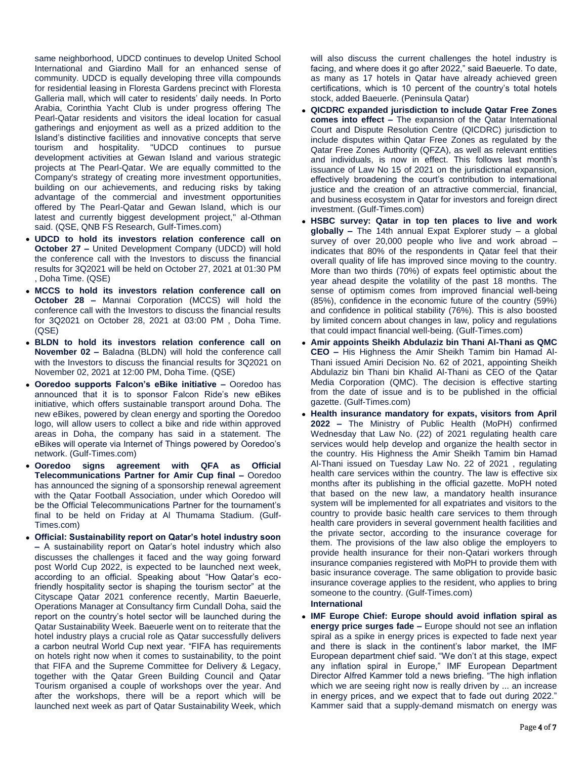same neighborhood, UDCD continues to develop United School International and Giardino Mall for an enhanced sense of community. UDCD is equally developing three villa compounds for residential leasing in Floresta Gardens precinct with Floresta Galleria mall, which will cater to residents' daily needs. In Porto Arabia, Corinthia Yacht Club is under progress offering The Pearl-Qatar residents and visitors the ideal location for casual gatherings and enjoyment as well as a prized addition to the Island's distinctive facilities and innovative concepts that serve tourism and hospitality. "UDCD continues to pursue development activities at Gewan Island and various strategic projects at The Pearl-Qatar. We are equally committed to the Company's strategy of creating more investment opportunities, building on our achievements, and reducing risks by taking advantage of the commercial and investment opportunities offered by The Pearl-Qatar and Gewan Island, which is our latest and currently biggest development project," al-Othman said. (QSE, QNB FS Research, Gulf-Times.com)

- **UDCD to hold its investors relation conference call on October 27 –** United Development Company (UDCD) will hold the conference call with the Investors to discuss the financial results for 3Q2021 will be held on October 27, 2021 at 01:30 PM , Doha Time. (QSE)
- **MCCS to hold its investors relation conference call on October 28 –** Mannai Corporation (MCCS) will hold the conference call with the Investors to discuss the financial results for 3Q2021 on October 28, 2021 at 03:00 PM , Doha Time. (QSE)
- **BLDN to hold its investors relation conference call on November 02 –** Baladna (BLDN) will hold the conference call with the Investors to discuss the financial results for 3Q2021 on November 02, 2021 at 12:00 PM, Doha Time. (QSE)
- **Ooredoo supports Falcon's eBike initiative –** Ooredoo has announced that it is to sponsor Falcon Ride's new eBikes initiative, which offers sustainable transport around Doha. The new eBikes, powered by clean energy and sporting the Ooredoo logo, will allow users to collect a bike and ride within approved areas in Doha, the company has said in a statement. The eBikes will operate via Internet of Things powered by Ooredoo's network. (Gulf-Times.com)
- **Ooredoo signs agreement with QFA as Official Telecommunications Partner for Amir Cup final –** Ooredoo has announced the signing of a sponsorship renewal agreement with the Qatar Football Association, under which Ooredoo will be the Official Telecommunications Partner for the tournament's final to be held on Friday at Al Thumama Stadium. (Gulf-Times.com)
- **Official: Sustainability report on Qatar's hotel industry soon –** A sustainability report on Qatar's hotel industry which also discusses the challenges it faced and the way going forward post World Cup 2022, is expected to be launched next week, according to an official. Speaking about "How Qatar's eco-friendly hospitality sector is shaping the tourism sector" at the Cityscape Qatar 2021 conference recently, Martin Baeuerle, Operations Manager at Consultancy firm Cundall Doha, said the report on the country's hotel sector will be launched during the Qatar Sustainability Week. Baeuerle went on to reiterate that the hotel industry plays a crucial role as Qatar successfully delivers a carbon neutral World Cup next year. "FIFA has requirements on hotels right now when it comes to sustainability, to the point that FIFA and the Supreme Committee for Delivery & Legacy, together with the Qatar Green Building Council and Qatar Tourism organised a couple of workshops over the year. And after the workshops, there will be a report which will be launched next week as part of Qatar Sustainability Week, which will also discuss the current challenges the hotel industry is facing, and where does it go after 2022," said Baeuerle. To date, as many as 17 hotels in Qatar have already achieved green certifications, which is 10 percent of the country's total hotels stock, added Baeuerle. (Peninsula Qatar)
- **QICDRC expanded jurisdiction to include Qatar Free Zones comes into effect –** The expansion of the Qatar International Court and Dispute Resolution Centre (QICDRC) jurisdiction to include disputes within Qatar Free Zones as regulated by the Qatar Free Zones Authority (QFZA), as well as relevant entities and individuals, is now in effect. This follows last month's issuance of Law No 15 of 2021 on the jurisdictional expansion, effectively broadening the court's contribution to international justice and the creation of an attractive commercial, financial, and business ecosystem in Qatar for investors and foreign direct investment. (Gulf-Times.com)
- **HSBC survey: Qatar in top ten places to live and work globally –** The 14th annual Expat Explorer study – a global survey of over 20,000 people who live and work abroad – indicates that 80% of the respondents in Qatar feel that their overall quality of life has improved since moving to the country. More than two thirds (70%) of expats feel optimistic about the year ahead despite the volatility of the past 18 months. The sense of optimism comes from improved financial well-being (85%), confidence in the economic future of the country (59%) and confidence in political stability (76%). This is also boosted by limited concern about changes in law, policy and regulations that could impact financial well-being. (Gulf-Times.com)
- **Amir appoints Sheikh Abdulaziz bin Thani Al-Thani as QMC CEO –** His Highness the Amir Sheikh Tamim bin Hamad Al-Thani issued Amiri Decision No. 62 of 2021, appointing Sheikh Abdulaziz bin Thani bin Khalid Al-Thani as CEO of the Qatar Media Corporation (QMC). The decision is effective starting from the date of issue and is to be published in the official gazette. (Gulf-Times.com)
- **Health insurance mandatory for expats, visitors from April 2022 –** The Ministry of Public Health (MoPH) confirmed Wednesday that Law No. (22) of 2021 regulating health care services would help develop and organize the health sector in the country. His Highness the Amir Sheikh Tamim bin Hamad Al-Thani issued on Tuesday Law No. 22 of 2021 , regulating health care services within the country. The law is effective six months after its publishing in the official gazette. MoPH noted that based on the new law, a mandatory health insurance system will be implemented for all expatriates and visitors to the country to provide basic health care services to them through health care providers in several government health facilities and the private sector, according to the insurance coverage for them. The provisions of the law also oblige the employers to provide health insurance for their non-Qatari workers through insurance companies registered with MoPH to provide them with basic insurance coverage. The same obligation to provide basic insurance coverage applies to the resident, who applies to bring someone to the country. (Gulf-Times.com)

**International**

- **IMF Europe Chief: Europe should avoid inflation spiral as energy price surges fade –** Europe should not see an inflation spiral as a spike in energy prices is expected to fade next year and there is slack in the continent's labor market, the IMF European department chief said. "We don't at this stage, expect any inflation spiral in Europe," IMF European Department Director Alfred Kammer told a news briefing. "The high inflation which we are seeing right now is really driven by ... an increase in energy prices, and we expect that to fade out during 2022." Kammer said that a supply-demand mismatch on energy was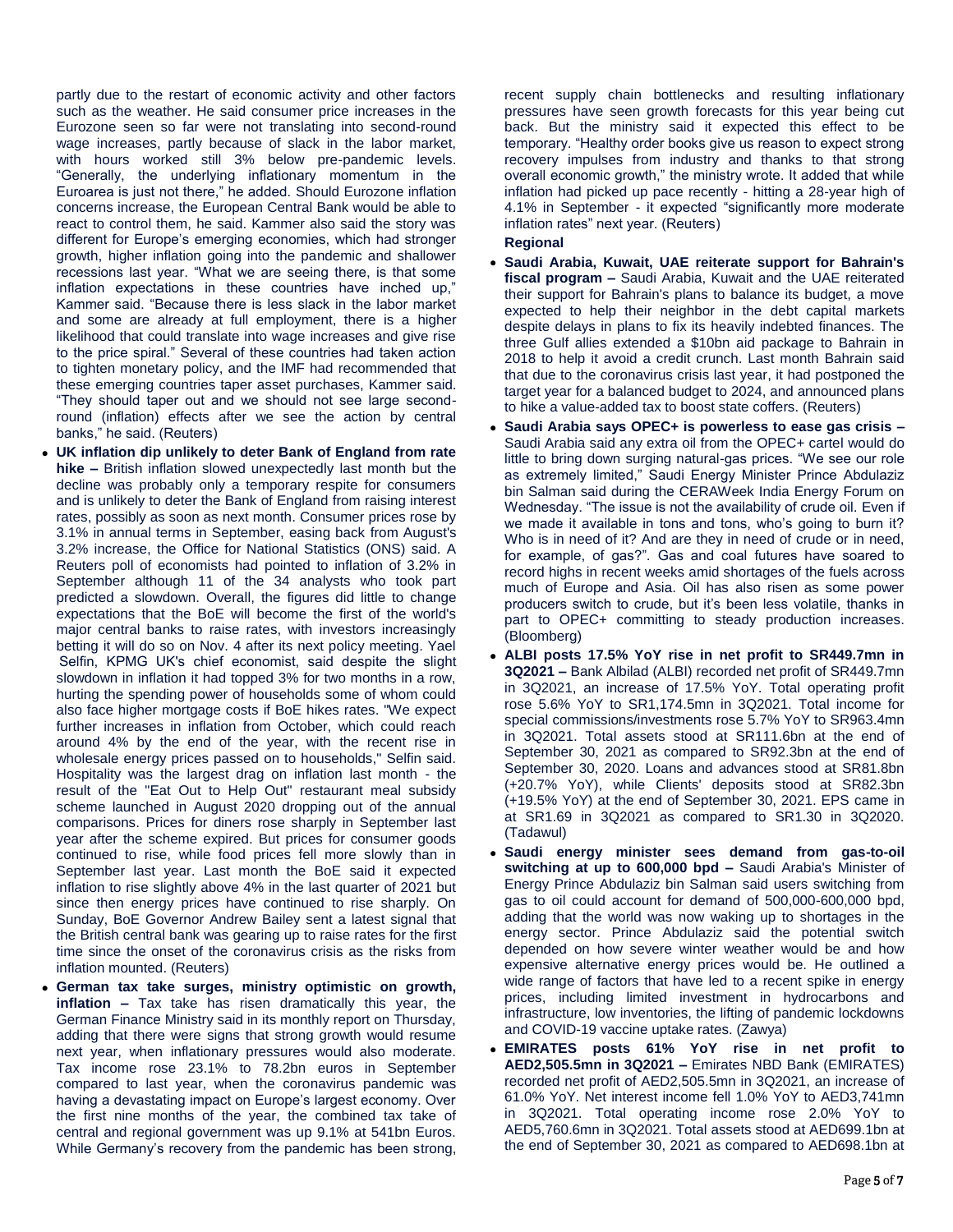partly due to the restart of economic activity and other factors such as the weather. He said consumer price increases in the Eurozone seen so far were not translating into second-round wage increases, partly because of slack in the labor market, with hours worked still 3% below pre-pandemic levels. "Generally, the underlying inflationary momentum in the Euroarea is just not there," he added. Should Eurozone inflation concerns increase, the European Central Bank would be able to react to control them, he said. Kammer also said the story was different for Europe's emerging economies, which had stronger growth, higher inflation going into the pandemic and shallower recessions last year. "What we are seeing there, is that some inflation expectations in these countries have inched up," Kammer said. "Because there is less slack in the labor market and some are already at full employment, there is a higher likelihood that could translate into wage increases and give rise to the price spiral." Several of these countries had taken action to tighten monetary policy, and the IMF had recommended that these emerging countries taper asset purchases, Kammer said. "They should taper out and we should not see large second-round (inflation) effects after we see the action by central banks," he said. (Reuters)

- **UK inflation dip unlikely to deter Bank of England from rate hike –** British inflation slowed unexpectedly last month but the decline was probably only a temporary respite for consumers and is unlikely to deter the Bank of England from raising interest rates, possibly as soon as next month. Consumer prices rose by 3.1% in annual terms in September, easing back from August's 3.2% increase, the Office for National Statistics (ONS) said. A Reuters poll of economists had pointed to inflation of 3.2% in September although 11 of the 34 analysts who took part predicted a slowdown. Overall, the figures did little to change expectations that the BoE will become the first of the world's major central banks to raise rates, with investors increasingly betting it will do so on Nov. 4 after its next policy meeting. Yael Selfin, KPMG UK's chief economist, said despite the slight slowdown in inflation it had topped 3% for two months in a row, hurting the spending power of households some of whom could also face higher mortgage costs if BoE hikes rates. "We expect further increases in inflation from October, which could reach around 4% by the end of the year, with the recent rise in wholesale energy prices passed on to households," Selfin said. Hospitality was the largest drag on inflation last month - the result of the "Eat Out to Help Out" restaurant meal subsidy scheme launched in August 2020 dropping out of the annual comparisons. Prices for diners rose sharply in September last year after the scheme expired. But prices for consumer goods continued to rise, while food prices fell more slowly than in September last year. Last month the BoE said it expected inflation to rise slightly above 4% in the last quarter of 2021 but since then energy prices have continued to rise sharply. On Sunday, BoE Governor Andrew Bailey sent a latest signal that the British central bank was gearing up to raise rates for the first time since the onset of the coronavirus crisis as the risks from inflation mounted. (Reuters)
- **German tax take surges, ministry optimistic on growth, inflation –** Tax take has risen dramatically this year, the German Finance Ministry said in its monthly report on Thursday, adding that there were signs that strong growth would resume next year, when inflationary pressures would also moderate. Tax income rose 23.1% to 78.2bn euros in September compared to last year, when the coronavirus pandemic was having a devastating impact on Europe's largest economy. Over the first nine months of the year, the combined tax take of central and regional government was up 9.1% at 541bn Euros. While Germany's recovery from the pandemic has been strong, recent supply chain bottlenecks and resulting inflationary pressures have seen growth forecasts for this year being cut back. But the ministry said it expected this effect to be temporary. "Healthy order books give us reason to expect strong recovery impulses from industry and thanks to that strong overall economic growth," the ministry wrote. It added that while inflation had picked up pace recently - hitting a 28-year high of 4.1% in September - it expected "significantly more moderate inflation rates" next year. (Reuters)

**Regional**

- **Saudi Arabia, Kuwait, UAE reiterate support for Bahrain's fiscal program –** Saudi Arabia, Kuwait and the UAE reiterated their support for Bahrain's plans to balance its budget, a move expected to help their neighbor in the debt capital markets despite delays in plans to fix its heavily indebted finances. The three Gulf allies extended a $10bn aid package to Bahrain in 2018 to help it avoid a credit crunch. Last month Bahrain said that due to the coronavirus crisis last year, it had postponed the target year for a balanced budget to 2024, and announced plans to hike a value-added tax to boost state coffers. (Reuters)
- **Saudi Arabia says OPEC+ is powerless to ease gas crisis –** Saudi Arabia said any extra oil from the OPEC+ cartel would do little to bring down surging natural-gas prices. "We see our role as extremely limited," Saudi Energy Minister Prince Abdulaziz bin Salman said during the CERAWeek India Energy Forum on Wednesday. "The issue is not the availability of crude oil. Even if we made it available in tons and tons, who's going to burn it? Who is in need of it? And are they in need of crude or in need, for example, of gas?". Gas and coal futures have soared to record highs in recent weeks amid shortages of the fuels across much of Europe and Asia. Oil has also risen as some power producers switch to crude, but it's been less volatile, thanks in part to OPEC+ committing to steady production increases. (Bloomberg)
- **ALBI posts 17.5% YoY rise in net profit to SR449.7mn in 3Q2021 –** Bank Albilad (ALBI) recorded net profit of SR449.7mn in 3Q2021, an increase of 17.5% YoY. Total operating profit rose 5.6% YoY to SR1,174.5mn in 3Q2021. Total income for special commissions/investments rose 5.7% YoY to SR963.4mn in 3Q2021. Total assets stood at SR111.6bn at the end of September 30, 2021 as compared to SR92.3bn at the end of September 30, 2020. Loans and advances stood at SR81.8bn (+20.7% YoY), while Clients' deposits stood at SR82.3bn (+19.5% YoY) at the end of September 30, 2021. EPS came in at SR1.69 in 3Q2021 as compared to SR1.30 in 3Q2020. (Tadawul)
- **Saudi energy minister sees demand from gas-to-oil switching at up to 600,000 bpd –** Saudi Arabia's Minister of Energy Prince Abdulaziz bin Salman said users switching from gas to oil could account for demand of 500,000-600,000 bpd, adding that the world was now waking up to shortages in the energy sector. Prince Abdulaziz said the potential switch depended on how severe winter weather would be and how expensive alternative energy prices would be. He outlined a wide range of factors that have led to a recent spike in energy prices, including limited investment in hydrocarbons and infrastructure, low inventories, the lifting of pandemic lockdowns and COVID-19 vaccine uptake rates. (Zawya)
- **EMIRATES posts 61% YoY rise in net profit to AED2,505.5mn in 3Q2021 –** Emirates NBD Bank (EMIRATES) recorded net profit of AED2,505.5mn in 3Q2021, an increase of 61.0% YoY. Net interest income fell 1.0% YoY to AED3,741mn in 3Q2021. Total operating income rose 2.0% YoY to AED5,760.6mn in 3Q2021. Total assets stood at AED699.1bn at the end of September 30, 2021 as compared to AED698.1bn at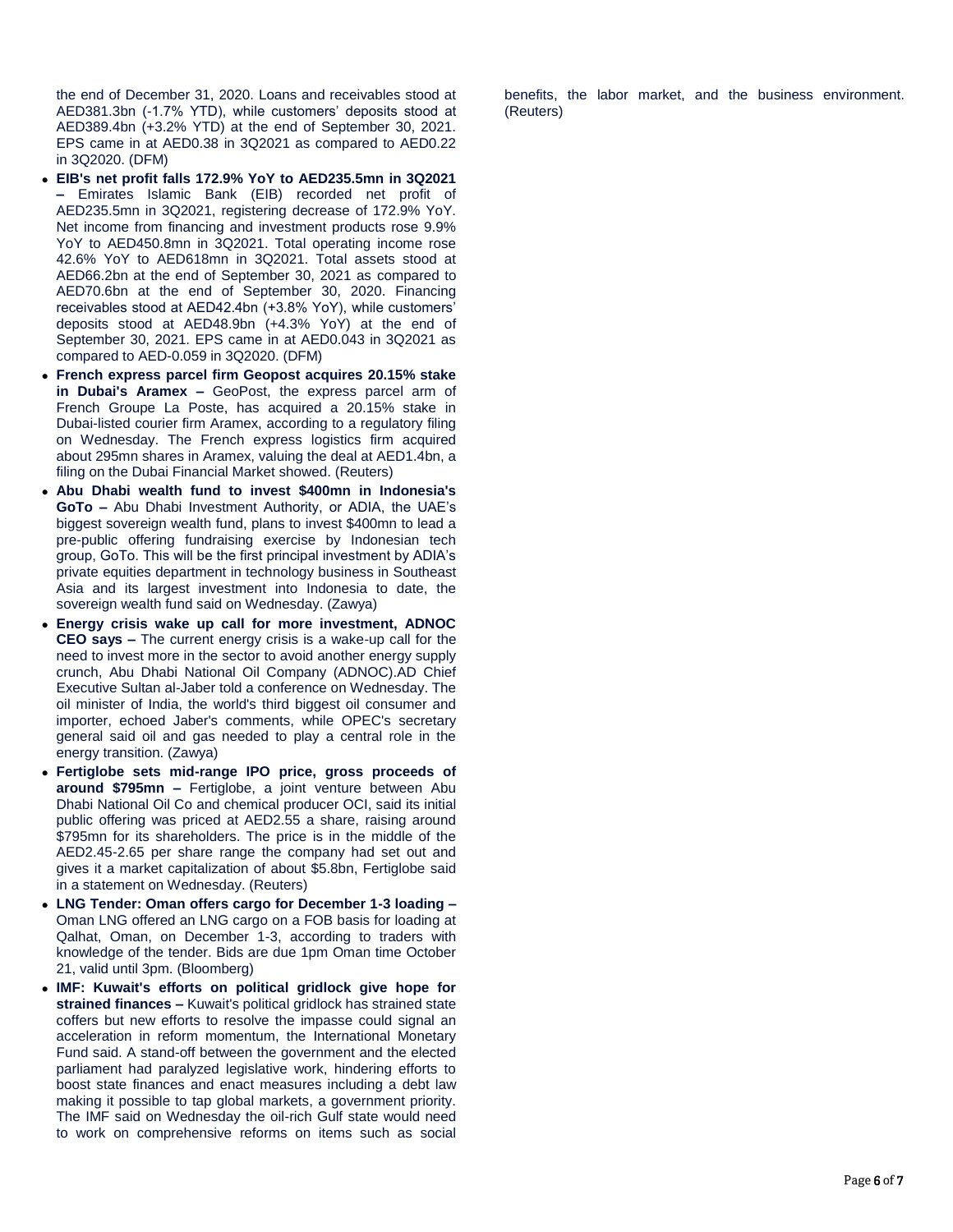the end of December 31, 2020. Loans and receivables stood at AED381.3bn (-1.7% YTD), while customers' deposits stood at AED389.4bn (+3.2% YTD) at the end of September 30, 2021. EPS came in at AED0.38 in 3Q2021 as compared to AED0.22 in 3Q2020. (DFM)

- **EIB's net profit falls 172.9% YoY to AED235.5mn in 3Q2021 –** Emirates Islamic Bank (EIB) recorded net profit of AED235.5mn in 3Q2021, registering decrease of 172.9% YoY. Net income from financing and investment products rose 9.9% YoY to AED450.8mn in 3Q2021. Total operating income rose 42.6% YoY to AED618mn in 3Q2021. Total assets stood at AED66.2bn at the end of September 30, 2021 as compared to AED70.6bn at the end of September 30, 2020. Financing receivables stood at AED42.4bn (+3.8% YoY), while customers' deposits stood at AED48.9bn (+4.3% YoY) at the end of September 30, 2021. EPS came in at AED0.043 in 3Q2021 as compared to AED-0.059 in 3Q2020. (DFM)
- **French express parcel firm Geopost acquires 20.15% stake in Dubai's Aramex –** GeoPost, the express parcel arm of French Groupe La Poste, has acquired a 20.15% stake in Dubai-listed courier firm Aramex, according to a regulatory filing on Wednesday. The French express logistics firm acquired about 295mn shares in Aramex, valuing the deal at AED1.4bn, a filing on the Dubai Financial Market showed. (Reuters)
- **Abu Dhabi wealth fund to invest $400mn in Indonesia's GoTo –** Abu Dhabi Investment Authority, or ADIA, the UAE's biggest sovereign wealth fund, plans to invest $400mn to lead a pre-public offering fundraising exercise by Indonesian tech group, GoTo. This will be the first principal investment by ADIA's private equities department in technology business in Southeast Asia and its largest investment into Indonesia to date, the sovereign wealth fund said on Wednesday. (Zawya)
- **Energy crisis wake up call for more investment, ADNOC CEO says –** The current energy crisis is a wake-up call for the need to invest more in the sector to avoid another energy supply crunch, Abu Dhabi National Oil Company (ADNOC).AD Chief Executive Sultan al-Jaber told a conference on Wednesday. The oil minister of India, the world's third biggest oil consumer and importer, echoed Jaber's comments, while OPEC's secretary general said oil and gas needed to play a central role in the energy transition. (Zawya)
- **Fertiglobe sets mid-range IPO price, gross proceeds of around $795mn –** Fertiglobe, a joint venture between Abu Dhabi National Oil Co and chemical producer OCI, said its initial public offering was priced at AED2.55 a share, raising around $795mn for its shareholders. The price is in the middle of the AED2.45-2.65 per share range the company had set out and gives it a market capitalization of about $5.8bn, Fertiglobe said in a statement on Wednesday. (Reuters)
- **LNG Tender: Oman offers cargo for December 1-3 loading –** Oman LNG offered an LNG cargo on a FOB basis for loading at Qalhat, Oman, on December 1-3, according to traders with knowledge of the tender. Bids are due 1pm Oman time October 21, valid until 3pm. (Bloomberg)
- **IMF: Kuwait's efforts on political gridlock give hope for strained finances –** Kuwait's political gridlock has strained state coffers but new efforts to resolve the impasse could signal an acceleration in reform momentum, the International Monetary Fund said. A stand-off between the government and the elected parliament had paralyzed legislative work, hindering efforts to boost state finances and enact measures including a debt law making it possible to tap global markets, a government priority. The IMF said on Wednesday the oil-rich Gulf state would need to work on comprehensive reforms on items such as social benefits, the labor market, and the business environment. (Reuters)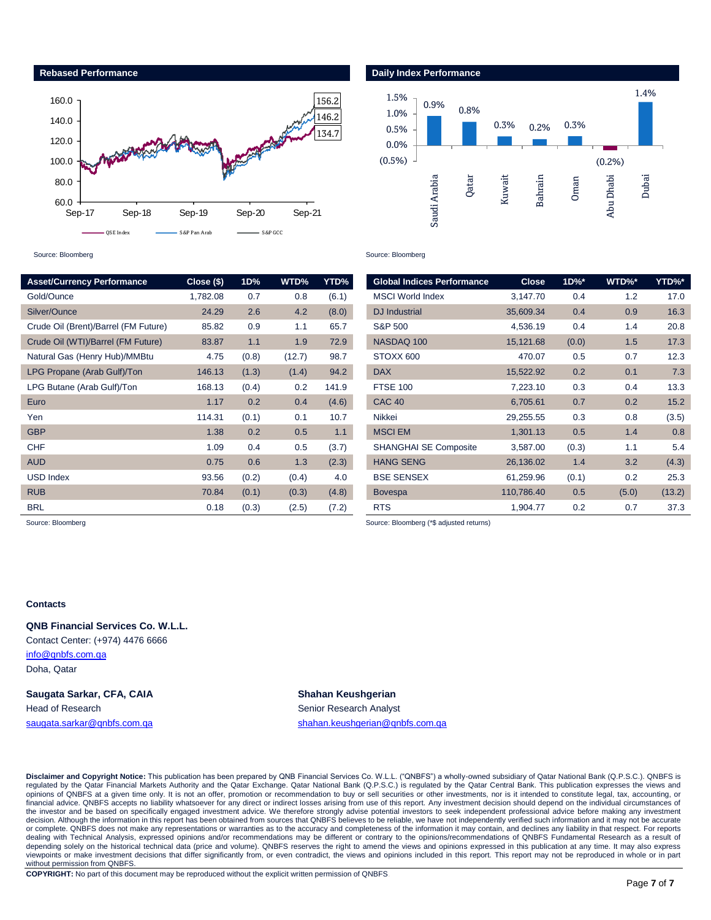**Rebased Performance**

160.0
140.0
120.0
100.0
80.0
60.0

Sep-17 Sep-18 Sep-19 Sep-20 Sep-21

156.2
146.2
134.7

QSE Index — S&P Pan Arab — S&P GCC

Source: Bloomberg

**Daily Index Performance**

1.5%
1.0%
0.5%
0.0%
(0.5%)

0.9% 0.8% 0.3% 0.2% 0.3% (0.2%) 1.4%

Saudi Arabia Qatar Kuwait Bahrain Oman Abu Dhabi Dubai

Source: Bloomberg

| Asset/Currency Performance | Close ($) | 1D% | WTD% | YTD% |
|---|---|---|---|---|
| Gold/Ounce | 1,782.08 | 0.7 | 0.8 | (6.1) |
| Silver/Ounce | 24.29 | 2.6 | 4.2 | (8.0) |
| Crude Oil (Brent)/Barrel (FM Future) | 85.82 | 0.9 | 1.1 | 65.7 |
| Crude Oil (WTI)/Barrel (FM Future) | 83.87 | 1.1 | 1.9 | 72.9 |
| Natural Gas (Henry Hub)/MMBtu | 4.75 | (0.8) | (12.7) | 98.7 |
| LPG Propane (Arab Gulf)/Ton | 146.13 | (1.3) | (1.4) | 94.2 |
| LPG Butane (Arab Gulf)/Ton | 168.13 | (0.4) | 0.2 | 141.9 |
| Euro | 1.17 | 0.2 | 0.4 | (4.6) |
| Yen | 114.31 | (0.1) | 0.1 | 10.7 |
| GBP | 1.38 | 0.2 | 0.5 | 1.1 |
| CHF | 1.09 | 0.4 | 0.5 | (3.7) |
| AUD | 0.75 | 0.6 | 1.3 | (2.3) |
| USD Index | 93.56 | (0.2) | (0.4) | 4.0 |
| RUB | 70.84 | (0.1) | (0.3) | (4.8) |
| BRL | 0.18 | (0.3) | (2.5) | (7.2) |

Source: Bloomberg

| Global Indices Performance | Close | 1D%* | WTD%* | YTD%* |
|---|---|---|---|---|
| MSCI World Index | 3,147.70 | 0.4 | 1.2 | 17.0 |
| DJ Industrial | 35,609.34 | 0.4 | 0.9 | 16.3 |
| S&P 500 | 4,536.19 | 0.4 | 1.4 | 20.8 |
| NASDAQ 100 | 15,121.68 | (0.0) | 1.5 | 17.3 |
| STOXX 600 | 470.07 | 0.5 | 0.7 | 12.3 |
| DAX | 15,522.92 | 0.2 | 0.1 | 7.3 |
| FTSE 100 | 7,223.10 | 0.3 | 0.4 | 13.3 |
| CAC 40 | 6,705.61 | 0.7 | 0.2 | 15.2 |
| Nikkei | 29,255.55 | 0.3 | 0.8 | (3.5) |
| MSCI EM | 1,301.13 | 0.5 | 1.4 | 0.8 |
| SHANGHAI SE Composite | 3,587.00 | (0.3) | 1.1 | 5.4 |
| HANG SENG | 26,136.02 | 1.4 | 3.2 | (4.3) |
| BSE SENSEX | 61,259.96 | (0.1) | 0.2 | 25.3 |
| Bovespa | 110,786.40 | 0.5 | (5.0) | (13.2) |
| RTS | 1,904.77 | 0.2 | 0.7 | 37.3 |

Source: Bloomberg (*$ adjusted returns)

**Contacts**

**QNB Financial Services Co. W.L.L.**
Contact Center: (+974) 4476 6666
info@qnbfs.com.qa
Doha, Qatar

**Saugata Sarkar, CFA, CAIA**
Head of Research
saugata.sarkar@qnbfs.com.qa

**Shahan Keushgerian**
Senior Research Analyst
shahan.keushgerian@qnbfs.com.qa

**Disclaimer and Copyright Notice:** This publication has been prepared by QNB Financial Services Co. W.L.L. ("QNBFS") a wholly-owned subsidiary of Qatar National Bank (Q.P.S.C.). QNBFS is regulated by the Qatar Financial Markets Authority and the Qatar Exchange. Qatar National Bank (Q.P.S.C.) is regulated by the Qatar Central Bank. This publication expresses the views and opinions of QNBFS at a given time only. It is not an offer, promotion or recommendation to buy or sell securities or other investments, nor is it intended to constitute legal, tax, accounting, or financial advice. QNBFS accepts no liability whatsoever for any direct or indirect losses arising from use of this report. Any investment decision should depend on the individual circumstances of the investor and be based on specifically engaged investment advice. We therefore strongly advise potential investors to seek independent professional advice before making any investment decision. Although the information in this report has been obtained from sources that QNBFS believes to be reliable, we have not independently verified such information and it may not be accurate or complete. QNBFS does not make any representations or warranties as to the accuracy and completeness of the information it may contain, and declines any liability in that respect. For reports dealing with Technical Analysis, expressed opinions and/or recommendations may be different or contrary to the opinions/recommendations of QNBFS Fundamental Research as a result of depending solely on the historical technical data (price and volume). QNBFS reserves the right to amend the views and opinions expressed in this publication at any time. It may also express viewpoints or make investment decisions that differ significantly from, or even contradict, the views and opinions included in this report. This report may not be reproduced in whole or in part without permission from QNBFS.

**COPYRIGHT:** No part of this document may be reproduced without the explicit written permission of QNBFS